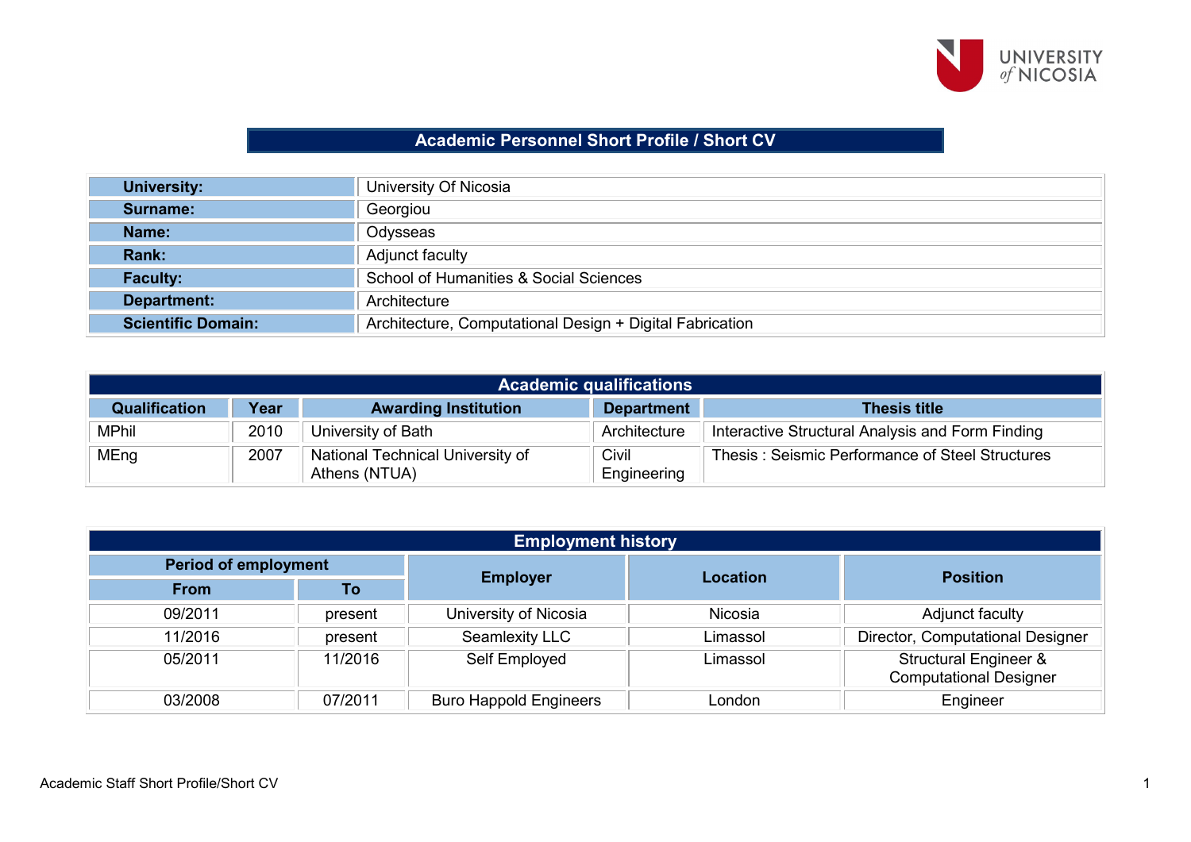# Academic Personnel Short Profile / Short CV

| | |
|---|---|
| **University:** | University Of Nicosia |
| **Surname:** | Georgiou |
| **Name:** | Odysseas |
| **Rank:** | Adjunct faculty |
| **Faculty:** | School of Humanities & Social Sciences |
| **Department:** | Architecture |
| **Scientific Domain:** | Architecture, Computational Design + Digital Fabrication |

## Academic qualifications

| Qualification | Year | Awarding Institution | Department | Thesis title |
|---|---|---|---|---|
| MPhil | 2010 | University of Bath | Architecture | Interactive Structural Analysis and Form Finding |
| MEng | 2007 | National Technical University of Athens (NTUA) | Civil Engineering | Thesis : Seismic Performance of Steel Structures |

## Employment history

| Period of employment | | Employer | Location | Position |
|---|---|---|---|---|
| From | To | | | |
| 09/2011 | present | University of Nicosia | Nicosia | Adjunct faculty |
| 11/2016 | present | Seamlexity LLC | Limassol | Director, Computational Designer |
| 05/2011 | 11/2016 | Self Employed | Limassol | Structural Engineer & Computational Designer |
| 03/2008 | 07/2011 | Buro Happold Engineers | London | Engineer |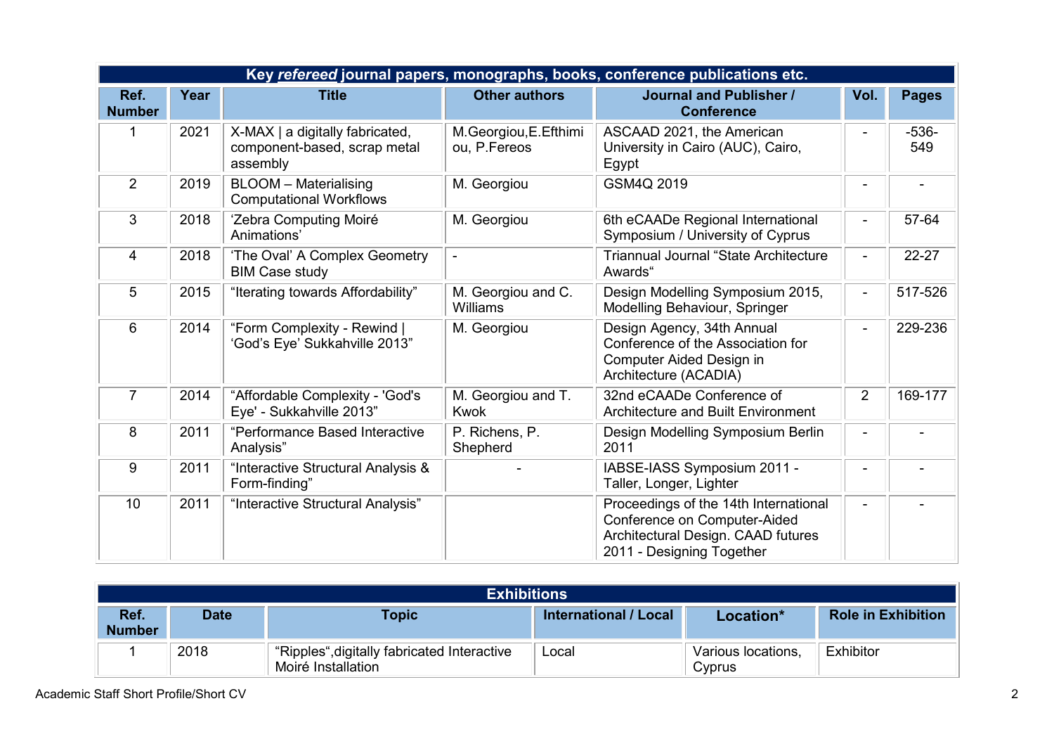| Key *refereed* journal papers, monographs, books, conference publications etc. | | | | | | |
|---|---|---|---|---|---|---|
| **Ref. Number** | **Year** | **Title** | **Other authors** | **Journal and Publisher / Conference** | **Vol.** | **Pages** |
| 1 | 2021 | X-MAX \| a digitally fabricated, component-based, scrap metal assembly | M.Georgiou,E.Efthimiou, P.Fereos | ASCAAD 2021, the American University in Cairo (AUC), Cairo, Egypt | - | -536-549 |
| 2 | 2019 | BLOOM – Materialising Computational Workflows | M. Georgiou | GSM4Q 2019 | - | - |
| 3 | 2018 | 'Zebra Computing Moiré Animations' | M. Georgiou | 6th eCAADe Regional International Symposium / University of Cyprus | - | 57-64 |
| 4 | 2018 | 'The Oval' A Complex Geometry BIM Case study | - | Triannual Journal "State Architecture Awards" | - | 22-27 |
| 5 | 2015 | "Iterating towards Affordability" | M. Georgiou and C. Williams | Design Modelling Symposium 2015, Modelling Behaviour, Springer | - | 517-526 |
| 6 | 2014 | "Form Complexity - Rewind \| 'God's Eye' Sukkahville 2013" | M. Georgiou | Design Agency, 34th Annual Conference of the Association for Computer Aided Design in Architecture (ACADIA) | - | 229-236 |
| 7 | 2014 | "Affordable Complexity - 'God's Eye' - Sukkahville 2013" | M. Georgiou and T. Kwok | 32nd eCAADe Conference of Architecture and Built Environment | 2 | 169-177 |
| 8 | 2011 | "Performance Based Interactive Analysis" | P. Richens, P. Shepherd | Design Modelling Symposium Berlin 2011 | - | - |
| 9 | 2011 | "Interactive Structural Analysis & Form-finding" | - | IABSE-IASS Symposium 2011 - Taller, Longer, Lighter | - | - |
| 10 | 2011 | "Interactive Structural Analysis" | | Proceedings of the 14th International Conference on Computer-Aided Architectural Design. CAAD futures 2011 - Designing Together | - | - |

| Exhibitions | | | | | |
|---|---|---|---|---|---|
| **Ref. Number** | **Date** | **Topic** | **International / Local** | **Location*** | **Role in Exhibition** |
| 1 | 2018 | "Ripples",digitally fabricated Interactive Moiré Installation | Local | Various locations, Cyprus | Exhibitor |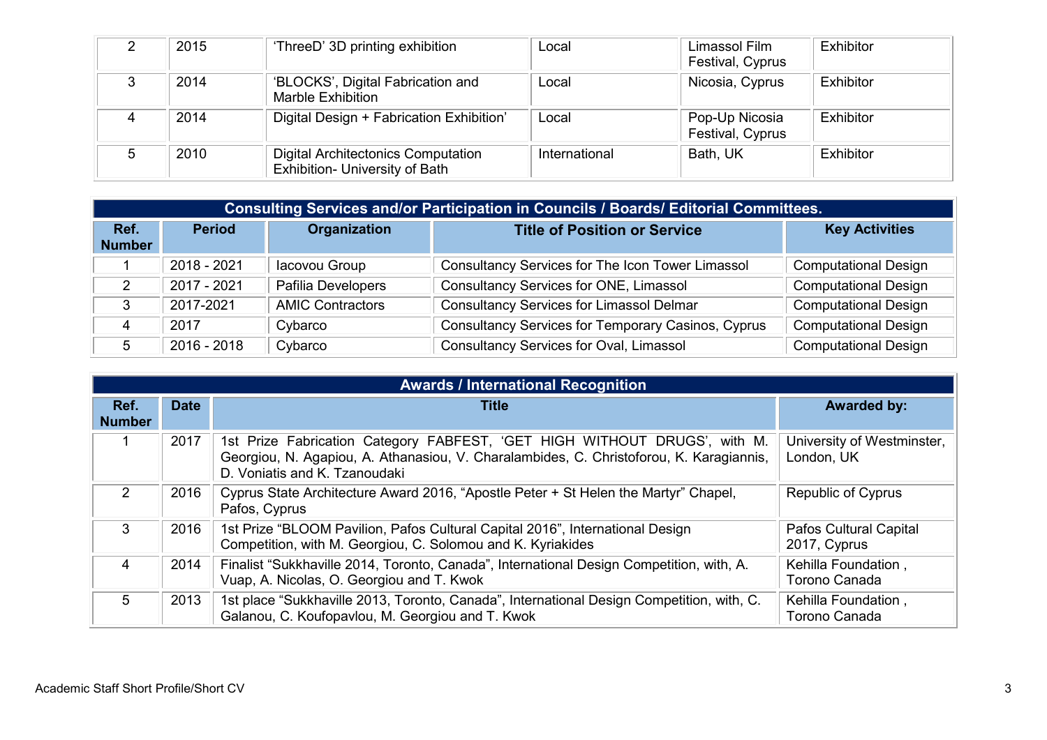| | | | | | |
|---|---|---|---|---|---|
| 2 | 2015 | 'ThreeD' 3D printing exhibition | Local | Limassol Film Festival, Cyprus | Exhibitor |
| 3 | 2014 | 'BLOCKS', Digital Fabrication and Marble Exhibition | Local | Nicosia, Cyprus | Exhibitor |
| 4 | 2014 | Digital Design + Fabrication Exhibition' | Local | Pop-Up Nicosia Festival, Cyprus | Exhibitor |
| 5 | 2010 | Digital Architectonics Computation Exhibition- University of Bath | International | Bath, UK | Exhibitor |

**Consulting Services and/or Participation in Councils / Boards/ Editorial Committees.**

| Ref. Number | Period | Organization | Title of Position or Service | Key Activities |
|---|---|---|---|---|
| 1 | 2018 - 2021 | Iacovou Group | Consultancy Services for The Icon Tower Limassol | Computational Design |
| 2 | 2017 - 2021 | Pafilia Developers | Consultancy Services for ONE, Limassol | Computational Design |
| 3 | 2017-2021 | AMIC Contractors | Consultancy Services for Limassol Delmar | Computational Design |
| 4 | 2017 | Cybarco | Consultancy Services for Temporary Casinos, Cyprus | Computational Design |
| 5 | 2016 - 2018 | Cybarco | Consultancy Services for Oval, Limassol | Computational Design |

**Awards / International Recognition**

| Ref. Number | Date | Title | Awarded by: |
|---|---|---|---|
| 1 | 2017 | 1st Prize Fabrication Category FABFEST, 'GET HIGH WITHOUT DRUGS', with M. Georgiou, N. Agapiou, A. Athanasiou, V. Charalambides, C. Christoforou, K. Karagiannis, D. Voniatis and K. Tzanoudaki | University of Westminster, London, UK |
| 2 | 2016 | Cyprus State Architecture Award 2016, "Apostle Peter + St Helen the Martyr" Chapel, Pafos, Cyprus | Republic of Cyprus |
| 3 | 2016 | 1st Prize "BLOOM Pavilion, Pafos Cultural Capital 2016", International Design Competition, with M. Georgiou, C. Solomou and K. Kyriakides | Pafos Cultural Capital 2017, Cyprus |
| 4 | 2014 | Finalist "Sukkhaville 2014, Toronto, Canada", International Design Competition, with, A. Vuap, A. Nicolas, O. Georgiou and T. Kwok | Kehilla Foundation , Torono Canada |
| 5 | 2013 | 1st place "Sukkhaville 2013, Toronto, Canada", International Design Competition, with, C. Galanou, C. Koufopavlou, M. Georgiou and T. Kwok | Kehilla Foundation , Torono Canada |